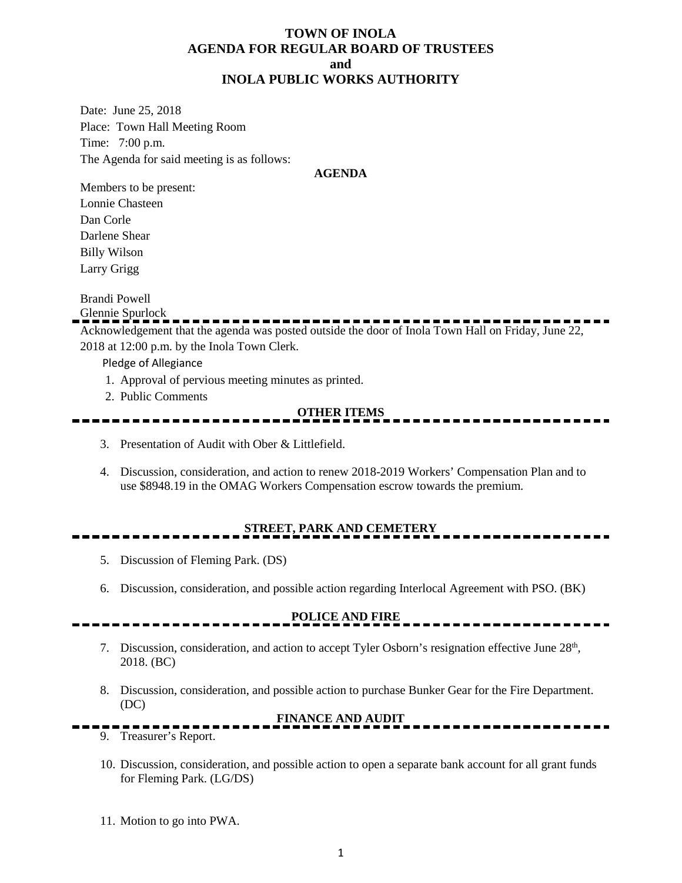# TOWN OF INOLA
## AGENDA FOR REGULAR BOARD OF TRUSTEES
## and
## INOLA PUBLIC WORKS AUTHORITY

Date: June 25, 2018

Place: Town Hall Meeting Room

Time: 7:00 p.m.

The Agenda for said meeting is as follows:

**AGENDA**

Members to be present:

Lonnie Chasteen

Dan Corle

Darlene Shear

Billy Wilson

Larry Grigg

Brandi Powell

Glennie Spurlock

---

Acknowledgement that the agenda was posted outside the door of Inola Town Hall on Friday, June 22, 2018 at 12:00 p.m. by the Inola Town Clerk.

Pledge of Allegiance

1. Approval of pervious meeting minutes as printed.
2. Public Comments

**OTHER ITEMS**

---

3. Presentation of Audit with Ober & Littlefield.

4. Discussion, consideration, and action to renew 2018-2019 Workers' Compensation Plan and to use $8948.19 in the OMAG Workers Compensation escrow towards the premium.

**STREET, PARK AND CEMETERY**

---

5. Discussion of Fleming Park. (DS)

6. Discussion, consideration, and possible action regarding Interlocal Agreement with PSO. (BK)

**POLICE AND FIRE**

---

7. Discussion, consideration, and action to accept Tyler Osborn's resignation effective June 28th, 2018. (BC)

8. Discussion, consideration, and possible action to purchase Bunker Gear for the Fire Department. (DC)

**FINANCE AND AUDIT**

---

9. Treasurer's Report.

10. Discussion, consideration, and possible action to open a separate bank account for all grant funds for Fleming Park. (LG/DS)

11. Motion to go into PWA.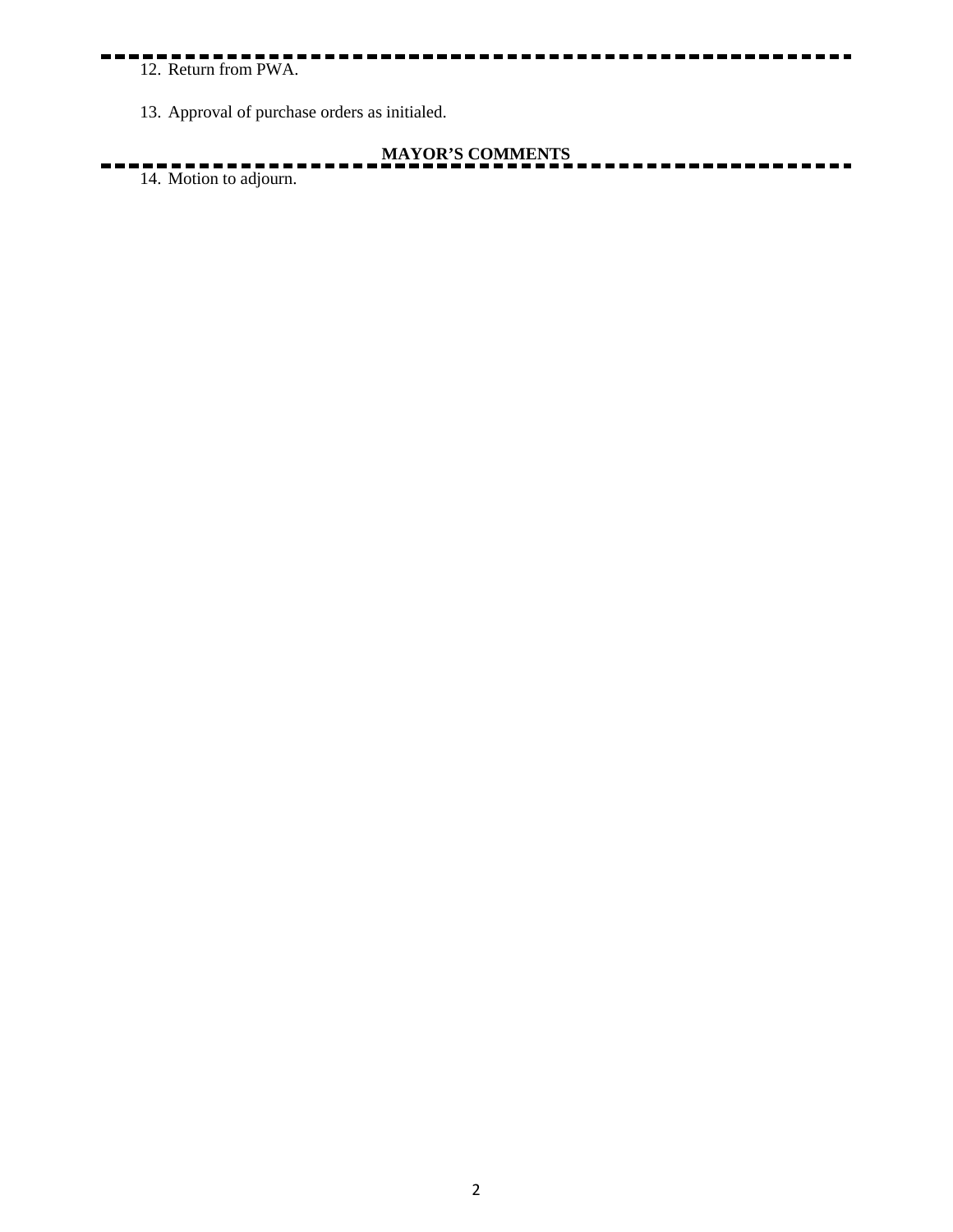12. Return from PWA.

13. Approval of purchase orders as initialed.

**MAYOR'S COMMENTS**

14. Motion to adjourn.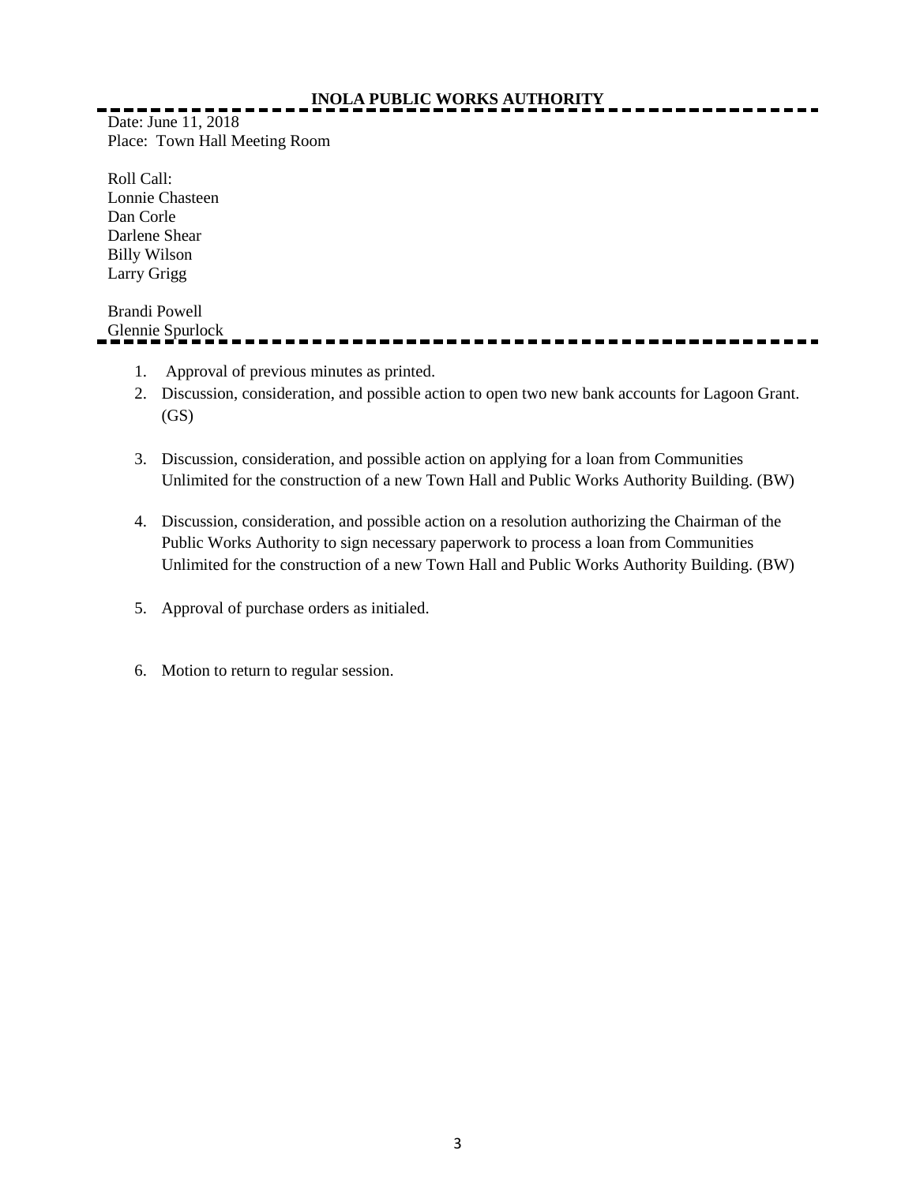**INOLA PUBLIC WORKS AUTHORITY**

Date: June 11, 2018
Place: Town Hall Meeting Room

Roll Call:
Lonnie Chasteen
Dan Corle
Darlene Shear
Billy Wilson
Larry Grigg

Brandi Powell
Glennie Spurlock

1. Approval of previous minutes as printed.
2. Discussion, consideration, and possible action to open two new bank accounts for Lagoon Grant. (GS)
3. Discussion, consideration, and possible action on applying for a loan from Communities Unlimited for the construction of a new Town Hall and Public Works Authority Building. (BW)
4. Discussion, consideration, and possible action on a resolution authorizing the Chairman of the Public Works Authority to sign necessary paperwork to process a loan from Communities Unlimited for the construction of a new Town Hall and Public Works Authority Building. (BW)
5. Approval of purchase orders as initialed.
6. Motion to return to regular session.